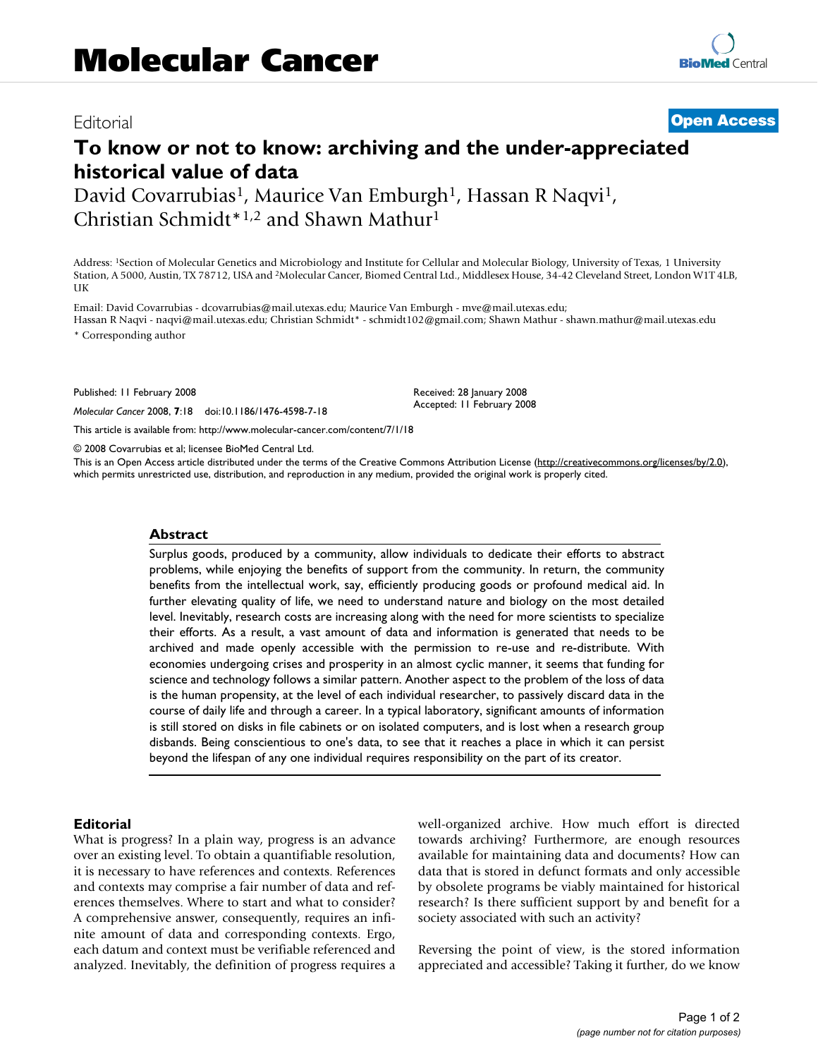# Molecular Cancer

Editorial

**Open Access**

# To know or not to know: archiving and the under-appreciated historical value of data

David Covarrubias[1], Maurice Van Emburgh[1], Hassan R Naqvi[1], Christian Schmidt*[1,2] and Shawn Mathur[1]

Address: [1]Section of Molecular Genetics and Microbiology and Institute for Cellular and Molecular Biology, University of Texas, 1 University Station, A 5000, Austin, TX 78712, USA and [2]Molecular Cancer, Biomed Central Ltd., Middlesex House, 34-42 Cleveland Street, London W1T 4LB, UK

Email: David Covarrubias - dcovarrubias@mail.utexas.edu; Maurice Van Emburgh - mve@mail.utexas.edu; Hassan R Naqvi - naqvi@mail.utexas.edu; Christian Schmidt* - schmidt102@gmail.com; Shawn Mathur - shawn.mathur@mail.utexas.edu

* Corresponding author

Published: 11 February 2008

*Molecular Cancer* 2008, **7**:18 doi:10.1186/1476-4598-7-18

Received: 28 January 2008
Accepted: 11 February 2008

This article is available from: http://www.molecular-cancer.com/content/7/1/18

© 2008 Covarrubias et al; licensee BioMed Central Ltd.

This is an Open Access article distributed under the terms of the Creative Commons Attribution License (http://creativecommons.org/licenses/by/2.0), which permits unrestricted use, distribution, and reproduction in any medium, provided the original work is properly cited.

## Abstract

Surplus goods, produced by a community, allow individuals to dedicate their efforts to abstract problems, while enjoying the benefits of support from the community. In return, the community benefits from the intellectual work, say, efficiently producing goods or profound medical aid. In further elevating quality of life, we need to understand nature and biology on the most detailed level. Inevitably, research costs are increasing along with the need for more scientists to specialize their efforts. As a result, a vast amount of data and information is generated that needs to be archived and made openly accessible with the permission to re-use and re-distribute. With economies undergoing crises and prosperity in an almost cyclic manner, it seems that funding for science and technology follows a similar pattern. Another aspect to the problem of the loss of data is the human propensity, at the level of each individual researcher, to passively discard data in the course of daily life and through a career. In a typical laboratory, significant amounts of information is still stored on disks in file cabinets or on isolated computers, and is lost when a research group disbands. Being conscientious to one's data, to see that it reaches a place in which it can persist beyond the lifespan of any one individual requires responsibility on the part of its creator.

## Editorial

What is progress? In a plain way, progress is an advance over an existing level. To obtain a quantifiable resolution, it is necessary to have references and contexts. References and contexts may comprise a fair number of data and references themselves. Where to start and what to consider? A comprehensive answer, consequently, requires an infinite amount of data and corresponding contexts. Ergo, each datum and context must be verifiable referenced and analyzed. Inevitably, the definition of progress requires a well-organized archive. How much effort is directed towards archiving? Furthermore, are enough resources available for maintaining data and documents? How can data that is stored in defunct formats and only accessible by obsolete programs be viably maintained for historical research? Is there sufficient support by and benefit for a society associated with such an activity?

Reversing the point of view, is the stored information appreciated and accessible? Taking it further, do we know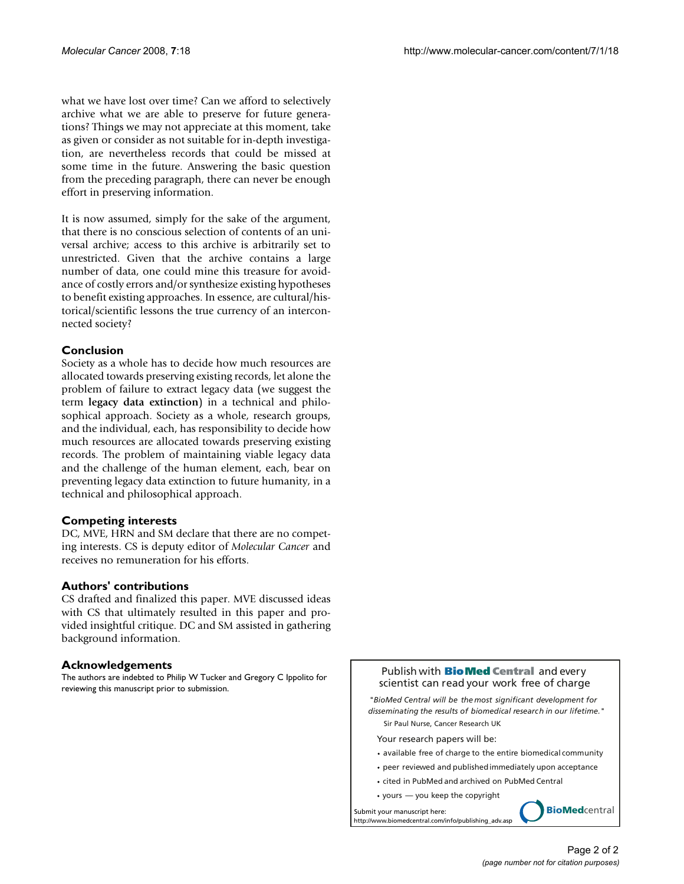what we have lost over time? Can we afford to selectively archive what we are able to preserve for future generations? Things we may not appreciate at this moment, take as given or consider as not suitable for in-depth investigation, are nevertheless records that could be missed at some time in the future. Answering the basic question from the preceding paragraph, there can never be enough effort in preserving information.

It is now assumed, simply for the sake of the argument, that there is no conscious selection of contents of an universal archive; access to this archive is arbitrarily set to unrestricted. Given that the archive contains a large number of data, one could mine this treasure for avoidance of costly errors and/or synthesize existing hypotheses to benefit existing approaches. In essence, are cultural/historical/scientific lessons the true currency of an interconnected society?

## Conclusion

Society as a whole has to decide how much resources are allocated towards preserving existing records, let alone the problem of failure to extract legacy data (we suggest the term **legacy data extinction**) in a technical and philosophical approach. Society as a whole, research groups, and the individual, each, has responsibility to decide how much resources are allocated towards preserving existing records. The problem of maintaining viable legacy data and the challenge of the human element, each, bear on preventing legacy data extinction to future humanity, in a technical and philosophical approach.

## Competing interests

DC, MVE, HRN and SM declare that there are no competing interests. CS is deputy editor of *Molecular Cancer* and receives no remuneration for his efforts.

## Authors' contributions

CS drafted and finalized this paper. MVE discussed ideas with CS that ultimately resulted in this paper and provided insightful critique. DC and SM assisted in gathering background information.

## Acknowledgements

The authors are indebted to Philip W Tucker and Gregory C Ippolito for reviewing this manuscript prior to submission.

Publish with **BioMed Central** and every scientist can read your work free of charge

*"BioMed Central will be the most significant development for disseminating the results of biomedical research in our lifetime."*
Sir Paul Nurse, Cancer Research UK

Your research papers will be:

- available free of charge to the entire biomedical community
- peer reviewed and published immediately upon acceptance
- cited in PubMed and archived on PubMed Central
- yours — you keep the copyright

Submit your manuscript here:
http://www.biomedcentral.com/info/publishing_adv.asp

BioMedcentral